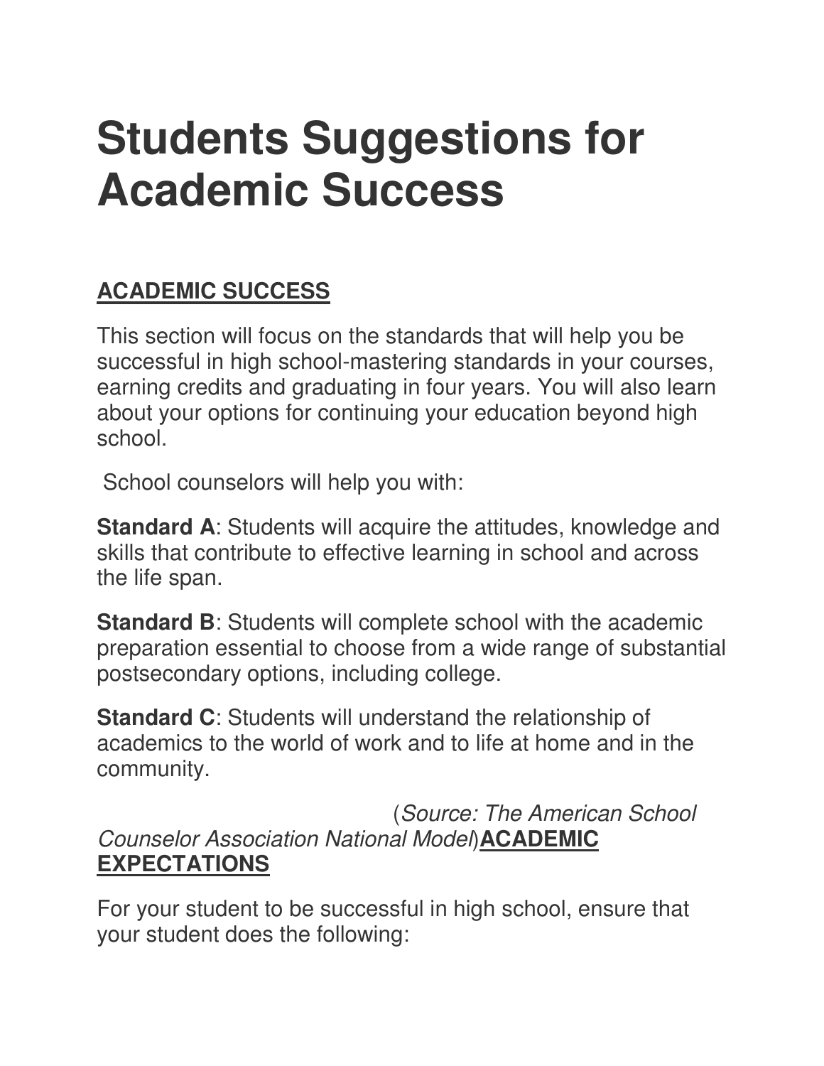# Students Suggestions for Academic Success

## ACADEMIC SUCCESS

This section will focus on the standards that will help you be successful in high school-mastering standards in your courses, earning credits and graduating in four years. You will also learn about your options for continuing your education beyond high school.

School counselors will help you with:

**Standard A**: Students will acquire the attitudes, knowledge and skills that contribute to effective learning in school and across the life span.

**Standard B**: Students will complete school with the academic preparation essential to choose from a wide range of substantial postsecondary options, including college.

**Standard C**: Students will understand the relationship of academics to the world of work and to life at home and in the community.

(*Source: The American School Counselor Association National Model*)

## ACADEMIC EXPECTATIONS

For your student to be successful in high school, ensure that your student does the following: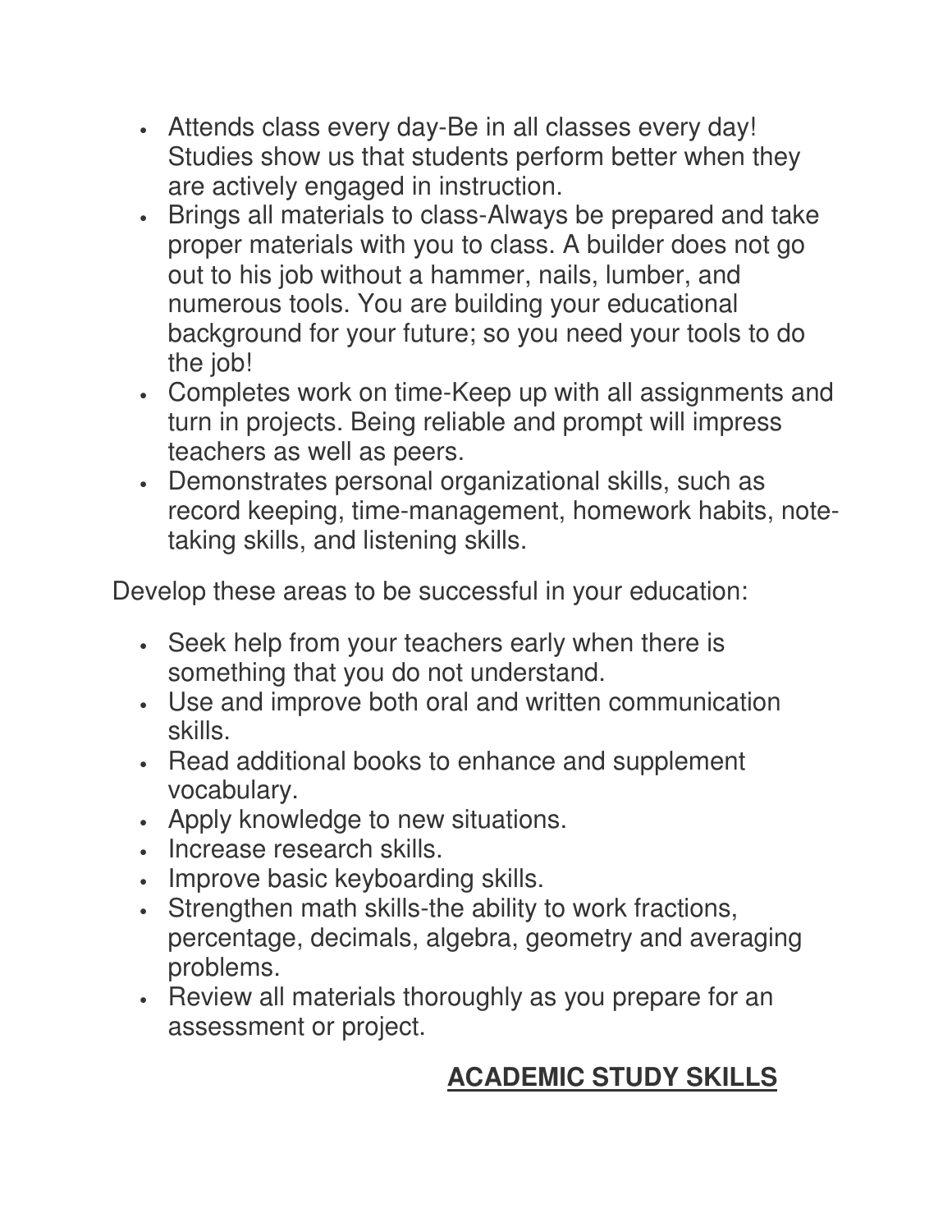- Attends class every day-Be in all classes every day! Studies show us that students perform better when they are actively engaged in instruction.
- Brings all materials to class-Always be prepared and take proper materials with you to class. A builder does not go out to his job without a hammer, nails, lumber, and numerous tools. You are building your educational background for your future; so you need your tools to do the job!
- Completes work on time-Keep up with all assignments and turn in projects. Being reliable and prompt will impress teachers as well as peers.
- Demonstrates personal organizational skills, such as record keeping, time-management, homework habits, note-taking skills, and listening skills.

Develop these areas to be successful in your education:

- Seek help from your teachers early when there is something that you do not understand.
- Use and improve both oral and written communication skills.
- Read additional books to enhance and supplement vocabulary.
- Apply knowledge to new situations.
- Increase research skills.
- Improve basic keyboarding skills.
- Strengthen math skills-the ability to work fractions, percentage, decimals, algebra, geometry and averaging problems.
- Review all materials thoroughly as you prepare for an assessment or project.

## **ACADEMIC STUDY SKILLS**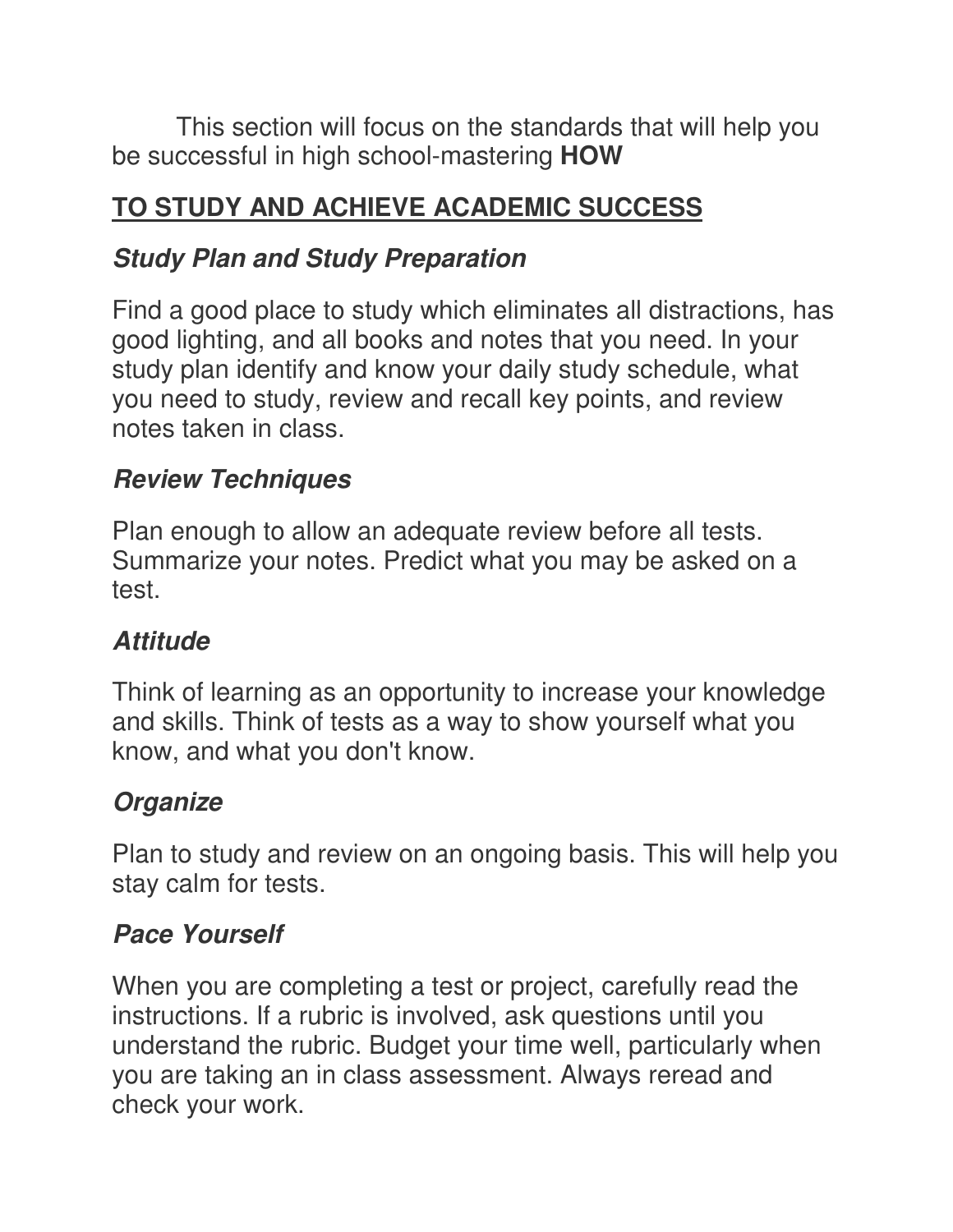This section will focus on the standards that will help you be successful in high school-mastering **HOW**

## <u>TO STUDY AND ACHIEVE ACADEMIC SUCCESS</u>

### ***Study Plan and Study Preparation***

Find a good place to study which eliminates all distractions, has good lighting, and all books and notes that you need. In your study plan identify and know your daily study schedule, what you need to study, review and recall key points, and review notes taken in class.

### ***Review Techniques***

Plan enough to allow an adequate review before all tests. Summarize your notes. Predict what you may be asked on a test.

### ***Attitude***

Think of learning as an opportunity to increase your knowledge and skills. Think of tests as a way to show yourself what you know, and what you don't know.

### ***Organize***

Plan to study and review on an ongoing basis. This will help you stay calm for tests.

### ***Pace Yourself***

When you are completing a test or project, carefully read the instructions. If a rubric is involved, ask questions until you understand the rubric. Budget your time well, particularly when you are taking an in class assessment. Always reread and check your work.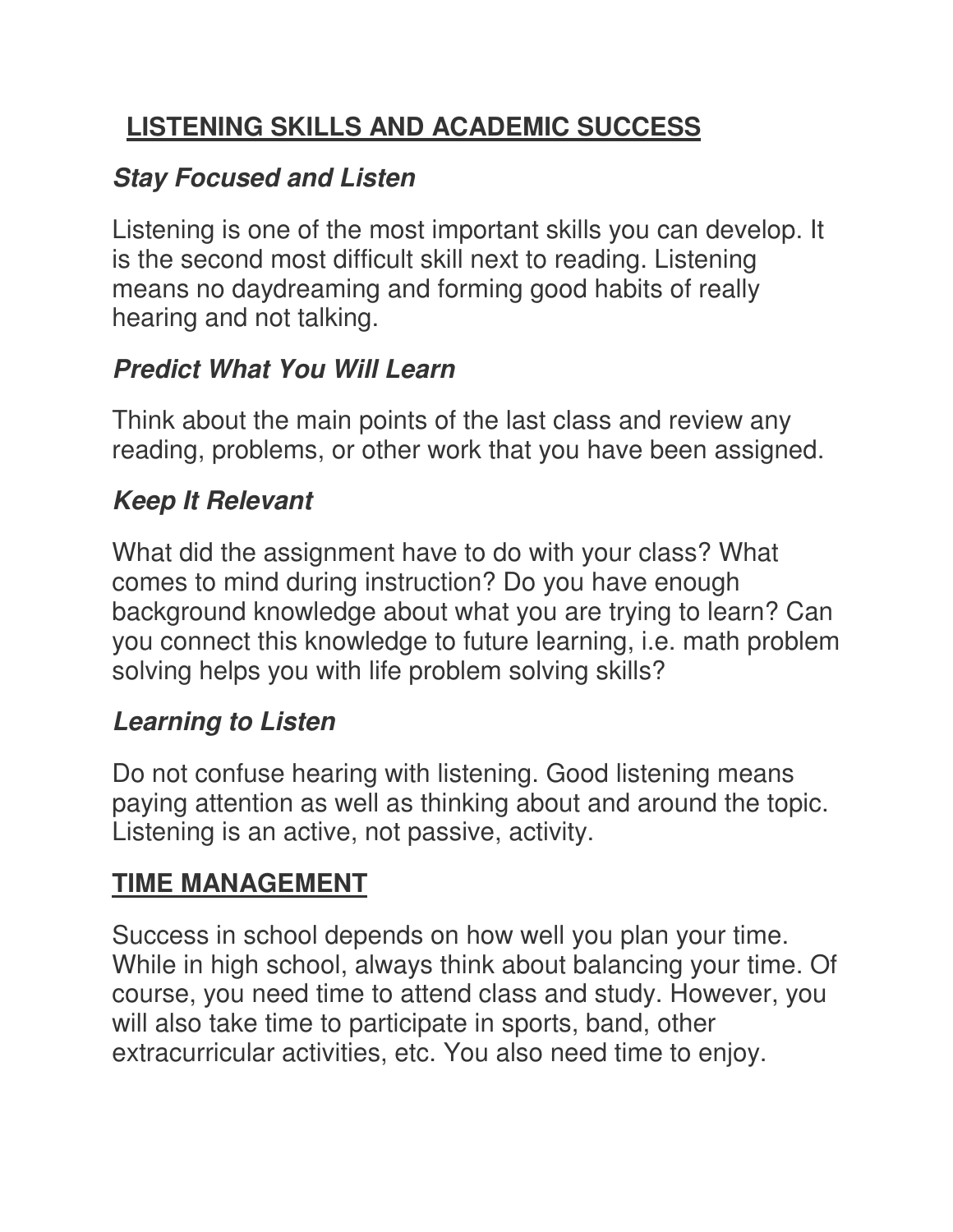## LISTENING SKILLS AND ACADEMIC SUCCESS

### *Stay Focused and Listen*

Listening is one of the most important skills you can develop. It is the second most difficult skill next to reading. Listening means no daydreaming and forming good habits of really hearing and not talking.

### *Predict What You Will Learn*

Think about the main points of the last class and review any reading, problems, or other work that you have been assigned.

### *Keep It Relevant*

What did the assignment have to do with your class? What comes to mind during instruction? Do you have enough background knowledge about what you are trying to learn? Can you connect this knowledge to future learning, i.e. math problem solving helps you with life problem solving skills?

### *Learning to Listen*

Do not confuse hearing with listening. Good listening means paying attention as well as thinking about and around the topic. Listening is an active, not passive, activity.

## TIME MANAGEMENT

Success in school depends on how well you plan your time. While in high school, always think about balancing your time. Of course, you need time to attend class and study. However, you will also take time to participate in sports, band, other extracurricular activities, etc. You also need time to enjoy.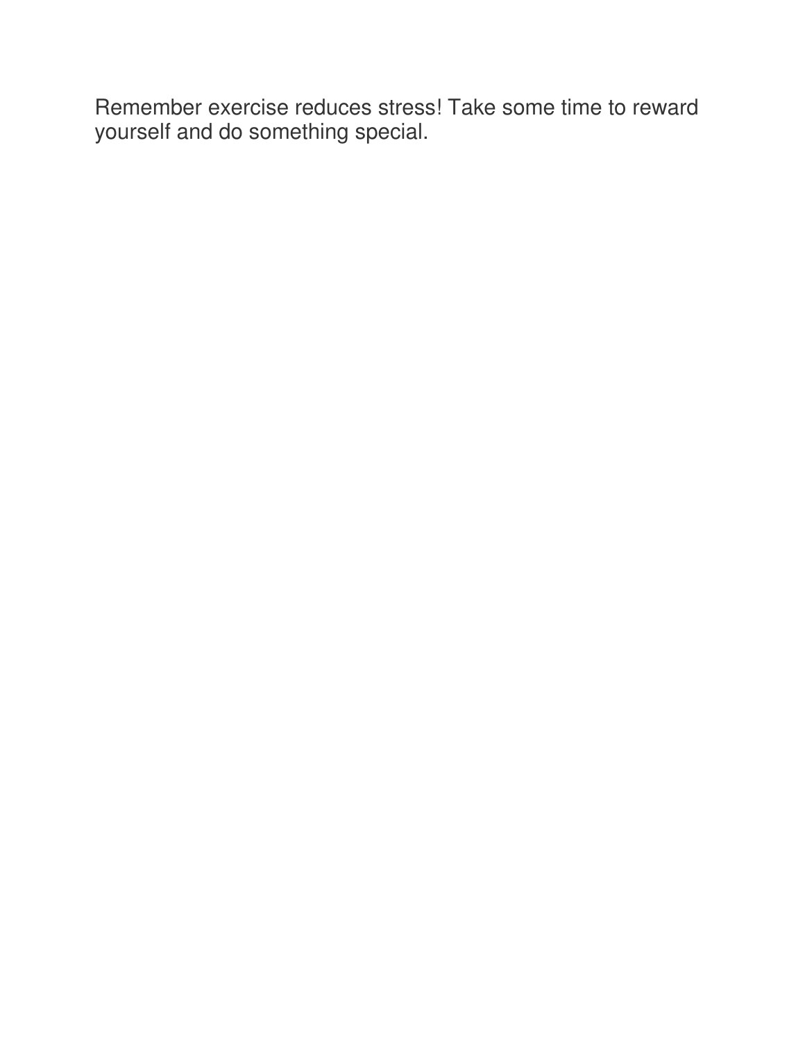Remember exercise reduces stress! Take some time to reward yourself and do something special.